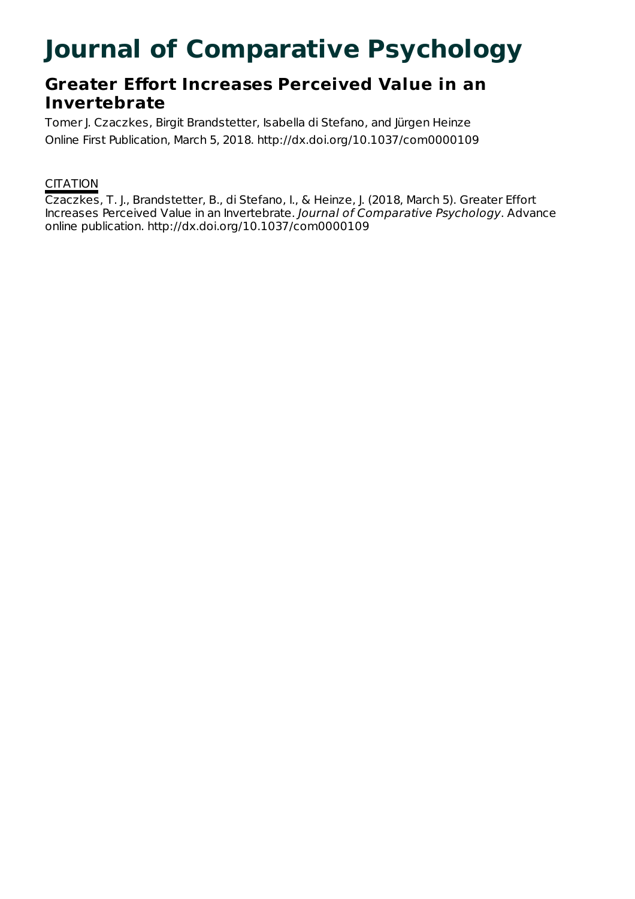# Journal of Comparative Psychology

## Greater Effort Increases Perceived Value in an Invertebrate

Tomer J. Czaczkes, Birgit Brandstetter, Isabella di Stefano, and Jürgen Heinze

Online First Publication, March 5, 2018. http://dx.doi.org/10.1037/com0000109

CITATION

Czaczkes, T. J., Brandstetter, B., di Stefano, I., & Heinze, J. (2018, March 5). Greater Effort Increases Perceived Value in an Invertebrate. *Journal of Comparative Psychology*. Advance online publication. http://dx.doi.org/10.1037/com0000109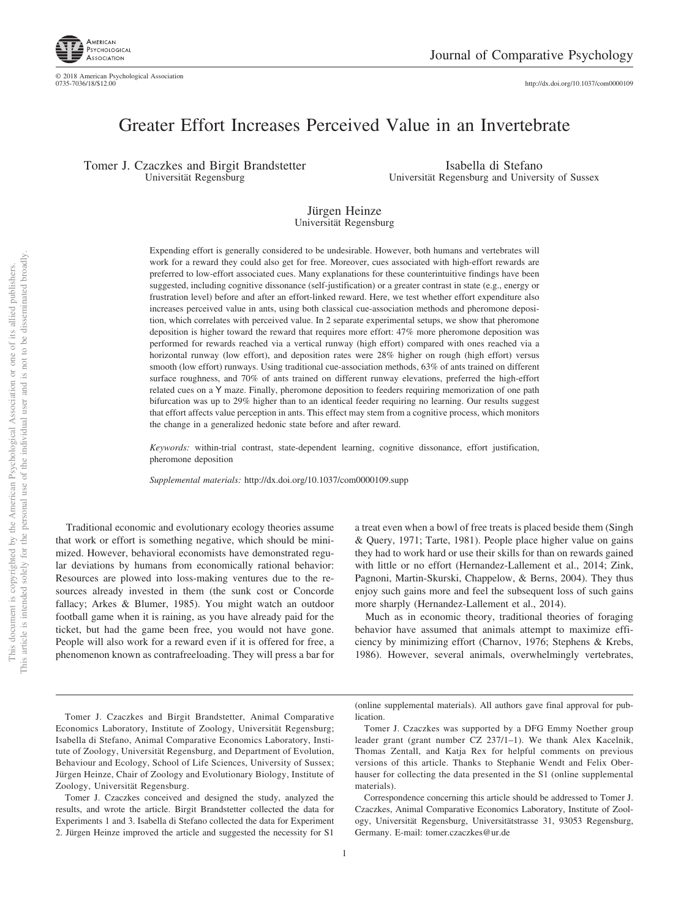# Greater Effort Increases Perceived Value in an Invertebrate

Tomer J. Czaczkes and Birgit Brandstetter
Universität Regensburg

Isabella di Stefano
Universität Regensburg and University of Sussex

Jürgen Heinze
Universität Regensburg

Expending effort is generally considered to be undesirable. However, both humans and vertebrates will work for a reward they could also get for free. Moreover, cues associated with high-effort rewards are preferred to low-effort associated cues. Many explanations for these counterintuitive findings have been suggested, including cognitive dissonance (self-justification) or a greater contrast in state (e.g., energy or frustration level) before and after an effort-linked reward. Here, we test whether effort expenditure also increases perceived value in ants, using both classical cue-association methods and pheromone deposition, which correlates with perceived value. In 2 separate experimental setups, we show that pheromone deposition is higher toward the reward that requires more effort: 47% more pheromone deposition was performed for rewards reached via a vertical runway (high effort) compared with ones reached via a horizontal runway (low effort), and deposition rates were 28% higher on rough (high effort) versus smooth (low effort) runways. Using traditional cue-association methods, 63% of ants trained on different surface roughness, and 70% of ants trained on different runway elevations, preferred the high-effort related cues on a Y maze. Finally, pheromone deposition to feeders requiring memorization of one path bifurcation was up to 29% higher than to an identical feeder requiring no learning. Our results suggest that effort affects value perception in ants. This effect may stem from a cognitive process, which monitors the change in a generalized hedonic state before and after reward.

*Keywords:* within-trial contrast, state-dependent learning, cognitive dissonance, effort justification, pheromone deposition

*Supplemental materials:* http://dx.doi.org/10.1037/com0000109.supp

Traditional economic and evolutionary ecology theories assume that work or effort is something negative, which should be minimized. However, behavioral economists have demonstrated regular deviations by humans from economically rational behavior: Resources are plowed into loss-making ventures due to the resources already invested in them (the sunk cost or Concorde fallacy; Arkes & Blumer, 1985). You might watch an outdoor football game when it is raining, as you have already paid for the ticket, but had the game been free, you would not have gone. People will also work for a reward even if it is offered for free, a phenomenon known as contrafreeloading. They will press a bar for a treat even when a bowl of free treats is placed beside them (Singh & Query, 1971; Tarte, 1981). People place higher value on gains they had to work hard or use their skills for than on rewards gained with little or no effort (Hernandez-Lallement et al., 2014; Zink, Pagnoni, Martin-Skurski, Chappelow, & Berns, 2004). They thus enjoy such gains more and feel the subsequent loss of such gains more sharply (Hernandez-Lallement et al., 2014).

Much as in economic theory, traditional theories of foraging behavior have assumed that animals attempt to maximize efficiency by minimizing effort (Charnov, 1976; Stephens & Krebs, 1986). However, several animals, overwhelmingly vertebrates,

---

Tomer J. Czaczkes and Birgit Brandstetter, Animal Comparative Economics Laboratory, Institute of Zoology, Universität Regensburg; Isabella di Stefano, Animal Comparative Economics Laboratory, Institute of Zoology, Universität Regensburg, and Department of Evolution, Behaviour and Ecology, School of Life Sciences, University of Sussex; Jürgen Heinze, Chair of Zoology and Evolutionary Biology, Institute of Zoology, Universität Regensburg.

Tomer J. Czaczkes conceived and designed the study, analyzed the results, and wrote the article. Birgit Brandstetter collected the data for Experiments 1 and 3. Isabella di Stefano collected the data for Experiment 2. Jürgen Heinze improved the article and suggested the necessity for S1 (online supplemental materials). All authors gave final approval for publication.

Tomer J. Czaczkes was supported by a DFG Emmy Noether group leader grant (grant number CZ 237/1–1). We thank Alex Kacelnik, Thomas Zentall, and Katja Rex for helpful comments on previous versions of this article. Thanks to Stephanie Wendt and Felix Oberhauser for collecting the data presented in the S1 (online supplemental materials).

Correspondence concerning this article should be addressed to Tomer J. Czaczkes, Animal Comparative Economics Laboratory, Institute of Zoology, Universität Regensburg, Universitätstrasse 31, 93053 Regensburg, Germany. E-mail: tomer.czaczkes@ur.de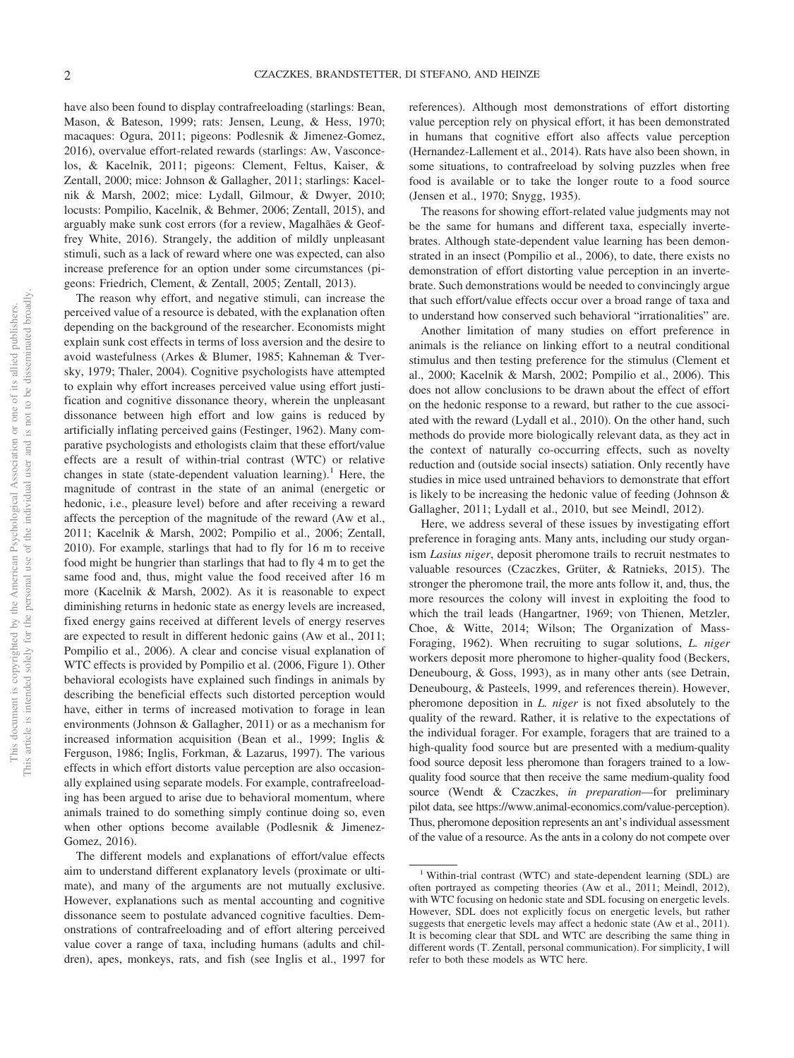have also been found to display contrafreeloading (starlings: Bean, Mason, & Bateson, 1999; rats: Jensen, Leung, & Hess, 1970; macaques: Ogura, 2011; pigeons: Podlesnik & Jimenez-Gomez, 2016), overvalue effort-related rewards (starlings: Aw, Vasconcelos, & Kacelnik, 2011; pigeons: Clement, Feltus, Kaiser, & Zentall, 2000; mice: Johnson & Gallagher, 2011; starlings: Kacelnik & Marsh, 2002; mice: Lydall, Gilmour, & Dwyer, 2010; locusts: Pompilio, Kacelnik, & Behmer, 2006; Zentall, 2015), and arguably make sunk cost errors (for a review, Magalhães & Geoffrey White, 2016). Strangely, the addition of mildly unpleasant stimuli, such as a lack of reward where one was expected, can also increase preference for an option under some circumstances (pigeons: Friedrich, Clement, & Zentall, 2005; Zentall, 2013).

The reason why effort, and negative stimuli, can increase the perceived value of a resource is debated, with the explanation often depending on the background of the researcher. Economists might explain sunk cost effects in terms of loss aversion and the desire to avoid wastefulness (Arkes & Blumer, 1985; Kahneman & Tversky, 1979; Thaler, 2004). Cognitive psychologists have attempted to explain why effort increases perceived value using effort justification and cognitive dissonance theory, wherein the unpleasant dissonance between high effort and low gains is reduced by artificially inflating perceived gains (Festinger, 1962). Many comparative psychologists and ethologists claim that these effort/value effects are a result of within-trial contrast (WTC) or relative changes in state (state-dependent valuation learning).[1] Here, the magnitude of contrast in the state of an animal (energetic or hedonic, i.e., pleasure level) before and after receiving a reward affects the perception of the magnitude of the reward (Aw et al., 2011; Kacelnik & Marsh, 2002; Pompilio et al., 2006; Zentall, 2010). For example, starlings that had to fly for 16 m to receive food might be hungrier than starlings that had to fly 4 m to get the same food and, thus, might value the food received after 16 m more (Kacelnik & Marsh, 2002). As it is reasonable to expect diminishing returns in hedonic state as energy levels are increased, fixed energy gains received at different levels of energy reserves are expected to result in different hedonic gains (Aw et al., 2011; Pompilio et al., 2006). A clear and concise visual explanation of WTC effects is provided by Pompilio et al. (2006, Figure 1). Other behavioral ecologists have explained such findings in animals by describing the beneficial effects such distorted perception would have, either in terms of increased motivation to forage in lean environments (Johnson & Gallagher, 2011) or as a mechanism for increased information acquisition (Bean et al., 1999; Inglis & Ferguson, 1986; Inglis, Forkman, & Lazarus, 1997). The various effects in which effort distorts value perception are also occasionally explained using separate models. For example, contrafreeloading has been argued to arise due to behavioral momentum, where animals trained to do something simply continue doing so, even when other options become available (Podlesnik & Jimenez-Gomez, 2016).

The different models and explanations of effort/value effects aim to understand different explanatory levels (proximate or ultimate), and many of the arguments are not mutually exclusive. However, explanations such as mental accounting and cognitive dissonance seem to postulate advanced cognitive faculties. Demonstrations of contrafreeloading and of effort altering perceived value cover a range of taxa, including humans (adults and children), apes, monkeys, rats, and fish (see Inglis et al., 1997 for references). Although most demonstrations of effort distorting value perception rely on physical effort, it has been demonstrated in humans that cognitive effort also affects value perception (Hernandez-Lallement et al., 2014). Rats have also been shown, in some situations, to contrafreeload by solving puzzles when free food is available or to take the longer route to a food source (Jensen et al., 1970; Snygg, 1935).

The reasons for showing effort-related value judgments may not be the same for humans and different taxa, especially invertebrates. Although state-dependent value learning has been demonstrated in an insect (Pompilio et al., 2006), to date, there exists no demonstration of effort distorting value perception in an invertebrate. Such demonstrations would be needed to convincingly argue that such effort/value effects occur over a broad range of taxa and to understand how conserved such behavioral "irrationalities" are.

Another limitation of many studies on effort preference in animals is the reliance on linking effort to a neutral conditional stimulus and then testing preference for the stimulus (Clement et al., 2000; Kacelnik & Marsh, 2002; Pompilio et al., 2006). This does not allow conclusions to be drawn about the effect of effort on the hedonic response to a reward, but rather to the cue associated with the reward (Lydall et al., 2010). On the other hand, such methods do provide more biologically relevant data, as they act in the context of naturally co-occurring effects, such as novelty reduction and (outside social insects) satiation. Only recently have studies in mice used untrained behaviors to demonstrate that effort is likely to be increasing the hedonic value of feeding (Johnson & Gallagher, 2011; Lydall et al., 2010, but see Meindl, 2012).

Here, we address several of these issues by investigating effort preference in foraging ants. Many ants, including our study organism *Lasius niger*, deposit pheromone trails to recruit nestmates to valuable resources (Czaczkes, Grüter, & Ratnieks, 2015). The stronger the pheromone trail, the more ants follow it, and, thus, the more resources the colony will invest in exploiting the food to which the trail leads (Hangartner, 1969; von Thienen, Metzler, Choe, & Witte, 2014; Wilson; The Organization of Mass-Foraging, 1962). When recruiting to sugar solutions, *L. niger* workers deposit more pheromone to higher-quality food (Beckers, Deneubourg, & Goss, 1993), as in many other ants (see Detrain, Deneubourg, & Pasteels, 1999, and references therein). However, pheromone deposition in *L. niger* is not fixed absolutely to the quality of the reward. Rather, it is relative to the expectations of the individual forager. For example, foragers that are trained to a high-quality food source but are presented with a medium-quality food source deposit less pheromone than foragers trained to a low-quality food source that then receive the same medium-quality food source (Wendt & Czaczkes, *in preparation*—for preliminary pilot data, see https://www.animal-economics.com/value-perception). Thus, pheromone deposition represents an ant's individual assessment of the value of a resource. As the ants in a colony do not compete over

[1] Within-trial contrast (WTC) and state-dependent learning (SDL) are often portrayed as competing theories (Aw et al., 2011; Meindl, 2012), with WTC focusing on hedonic state and SDL focusing on energetic levels. However, SDL does not explicitly focus on energetic levels, but rather suggests that energetic levels may affect a hedonic state (Aw et al., 2011). It is becoming clear that SDL and WTC are describing the same thing in different words (T. Zentall, personal communication). For simplicity, I will refer to both these models as WTC here.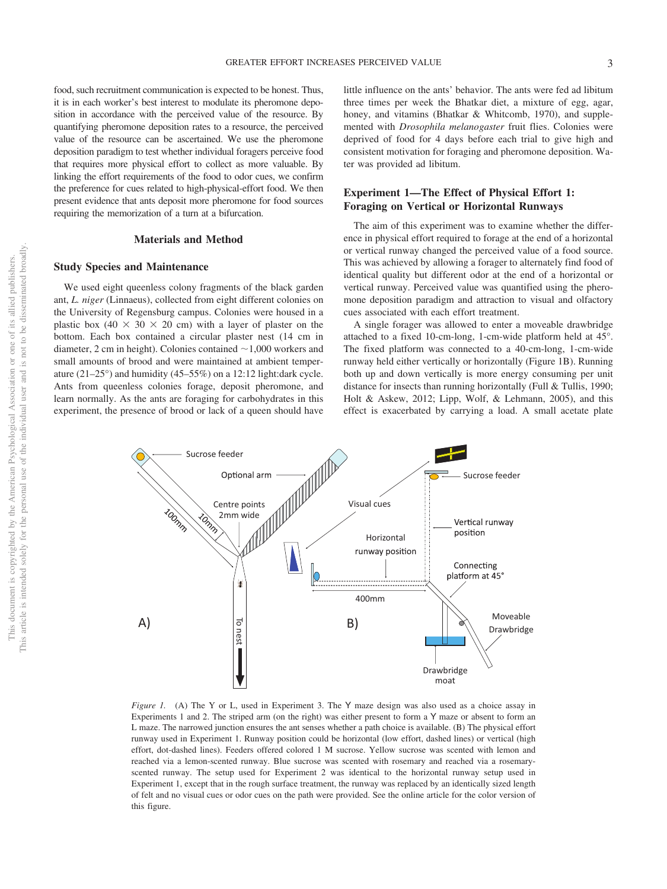food, such recruitment communication is expected to be honest. Thus, it is in each worker's best interest to modulate its pheromone deposition in accordance with the perceived value of the resource. By quantifying pheromone deposition rates to a resource, the perceived value of the resource can be ascertained. We use the pheromone deposition paradigm to test whether individual foragers perceive food that requires more physical effort to collect as more valuable. By linking the effort requirements of the food to odor cues, we confirm the preference for cues related to high-physical-effort food. We then present evidence that ants deposit more pheromone for food sources requiring the memorization of a turn at a bifurcation.

## Materials and Method

### Study Species and Maintenance

We used eight queenless colony fragments of the black garden ant, *L. niger* (Linnaeus), collected from eight different colonies on the University of Regensburg campus. Colonies were housed in a plastic box (40 × 30 × 20 cm) with a layer of plaster on the bottom. Each box contained a circular plaster nest (14 cm in diameter, 2 cm in height). Colonies contained ~1,000 workers and small amounts of brood and were maintained at ambient temperature (21–25°) and humidity (45–55%) on a 12:12 light:dark cycle. Ants from queenless colonies forage, deposit pheromone, and learn normally. As the ants are foraging for carbohydrates in this experiment, the presence of brood or lack of a queen should have little influence on the ants' behavior. The ants were fed ad libitum three times per week the Bhatkar diet, a mixture of egg, agar, honey, and vitamins (Bhatkar & Whitcomb, 1970), and supplemented with *Drosophila melanogaster* fruit flies. Colonies were deprived of food for 4 days before each trial to give high and consistent motivation for foraging and pheromone deposition. Water was provided ad libitum.

### Experiment 1—The Effect of Physical Effort 1: Foraging on Vertical or Horizontal Runways

The aim of this experiment was to examine whether the difference in physical effort required to forage at the end of a horizontal or vertical runway changed the perceived value of a food source. This was achieved by allowing a forager to alternately find food of identical quality but different odor at the end of a horizontal or vertical runway. Perceived value was quantified using the pheromone deposition paradigm and attraction to visual and olfactory cues associated with each effort treatment.

A single forager was allowed to enter a moveable drawbridge attached to a fixed 10-cm-long, 1-cm-wide platform held at 45°. The fixed platform was connected to a 40-cm-long, 1-cm-wide runway held either vertically or horizontally (Figure 1B). Running both up and down vertically is more energy consuming per unit distance for insects than running horizontally (Full & Tullis, 1990; Holt & Askew, 2012; Lipp, Wolf, & Lehmann, 2005), and this effect is exacerbated by carrying a load. A small acetate plate

*Figure 1.* (A) The Y or L, used in Experiment 3. The Y maze design was also used as a choice assay in Experiments 1 and 2. The striped arm (on the right) was either present to form a Y maze or absent to form an L maze. The narrowed junction ensures the ant senses whether a path choice is available. (B) The physical effort runway used in Experiment 1. Runway position could be horizontal (low effort, dashed lines) or vertical (high effort, dot-dashed lines). Feeders offered colored 1 M sucrose. Yellow sucrose was scented with lemon and reached via a lemon-scented runway. Blue sucrose was scented with rosemary and reached via a rosemary-scented runway. The setup used for Experiment 2 was identical to the horizontal runway setup used in Experiment 1, except that in the rough surface treatment, the runway was replaced by an identically sized length of felt and no visual cues or odor cues on the path were provided. See the online article for the color version of this figure.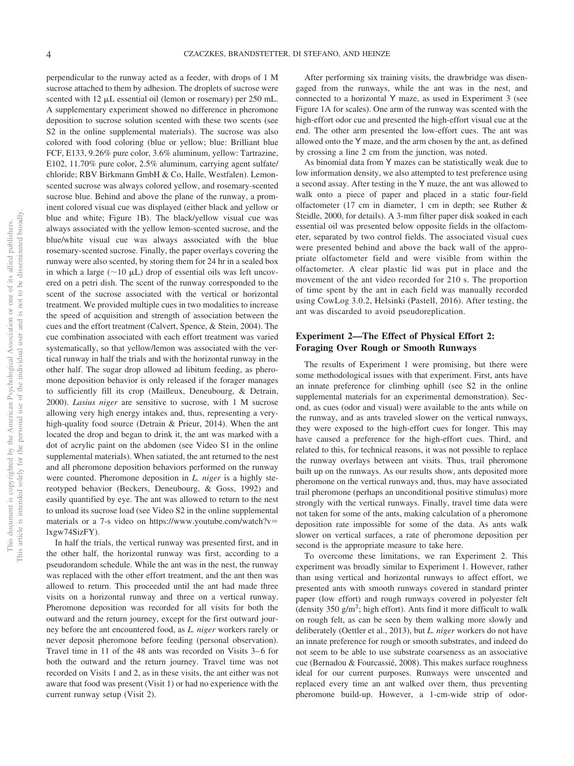perpendicular to the runway acted as a feeder, with drops of 1 M sucrose attached to them by adhesion. The droplets of sucrose were scented with 12 μL essential oil (lemon or rosemary) per 250 mL. A supplementary experiment showed no difference in pheromone deposition to sucrose solution scented with these two scents (see S2 in the online supplemental materials). The sucrose was also colored with food coloring (blue or yellow; blue: Brilliant blue FCF, E133, 9.26% pure color, 3.6% aluminum, yellow: Tartrazine, E102, 11.70% pure color, 2.5% aluminum, carrying agent sulfate/chloride; RBV Birkmann GmbH & Co, Halle, Westfalen). Lemon-scented sucrose was always colored yellow, and rosemary-scented sucrose blue. Behind and above the plane of the runway, a prominent colored visual cue was displayed (either black and yellow or blue and white; Figure 1B). The black/yellow visual cue was always associated with the yellow lemon-scented sucrose, and the blue/white visual cue was always associated with the blue rosemary-scented sucrose. Finally, the paper overlays covering the runway were also scented, by storing them for 24 hr in a sealed box in which a large (~10 μL) drop of essential oils was left uncovered on a petri dish. The scent of the runway corresponded to the scent of the sucrose associated with the vertical or horizontal treatment. We provided multiple cues in two modalities to increase the speed of acquisition and strength of association between the cues and the effort treatment (Calvert, Spence, & Stein, 2004). The cue combination associated with each effort treatment was varied systematically, so that yellow/lemon was associated with the vertical runway in half the trials and with the horizontal runway in the other half. The sugar drop allowed ad libitum feeding, as pheromone deposition behavior is only released if the forager manages to sufficiently fill its crop (Mailleux, Deneubourg, & Detrain, 2000). *Lasius niger* are sensitive to sucrose, with 1 M sucrose allowing very high energy intakes and, thus, representing a very-high-quality food source (Detrain & Prieur, 2014). When the ant located the drop and began to drink it, the ant was marked with a dot of acrylic paint on the abdomen (see Video S1 in the online supplemental materials). When satiated, the ant returned to the nest and all pheromone deposition behaviors performed on the runway were counted. Pheromone deposition in *L. niger* is a highly stereotyped behavior (Beckers, Deneubourg, & Goss, 1992) and easily quantified by eye. The ant was allowed to return to the nest to unload its sucrose load (see Video S2 in the online supplemental materials or a 7-s video on https://www.youtube.com/watch?v=lxgw74SizFY).

In half the trials, the vertical runway was presented first, and in the other half, the horizontal runway was first, according to a pseudorandom schedule. While the ant was in the nest, the runway was replaced with the other effort treatment, and the ant then was allowed to return. This proceeded until the ant had made three visits on a horizontal runway and three on a vertical runway. Pheromone deposition was recorded for all visits for both the outward and the return journey, except for the first outward journey before the ant encountered food, as *L. niger* workers rarely or never deposit pheromone before feeding (personal observation). Travel time in 11 of the 48 ants was recorded on Visits 3–6 for both the outward and the return journey. Travel time was not recorded on Visits 1 and 2, as in these visits, the ant either was not aware that food was present (Visit 1) or had no experience with the current runway setup (Visit 2).

After performing six training visits, the drawbridge was disengaged from the runways, while the ant was in the nest, and connected to a horizontal Y maze, as used in Experiment 3 (see Figure 1A for scales). One arm of the runway was scented with the high-effort odor cue and presented the high-effort visual cue at the end. The other arm presented the low-effort cues. The ant was allowed onto the Y maze, and the arm chosen by the ant, as defined by crossing a line 2 cm from the junction, was noted.

As binomial data from Y mazes can be statistically weak due to low information density, we also attempted to test preference using a second assay. After testing in the Y maze, the ant was allowed to walk onto a piece of paper and placed in a static four-field olfactometer (17 cm in diameter, 1 cm in depth; see Ruther & Steidle, 2000, for details). A 3-mm filter paper disk soaked in each essential oil was presented below opposite fields in the olfactometer, separated by two control fields. The associated visual cues were presented behind and above the back wall of the appropriate olfactometer field and were visible from within the olfactometer. A clear plastic lid was put in place and the movement of the ant video recorded for 210 s. The proportion of time spent by the ant in each field was manually recorded using CowLog 3.0.2, Helsinki (Pastell, 2016). After testing, the ant was discarded to avoid pseudoreplication.

## Experiment 2—The Effect of Physical Effort 2: Foraging Over Rough or Smooth Runways

The results of Experiment 1 were promising, but there were some methodological issues with that experiment. First, ants have an innate preference for climbing uphill (see S2 in the online supplemental materials for an experimental demonstration). Second, as cues (odor and visual) were available to the ants while on the runway, and as ants traveled slower on the vertical runways, they were exposed to the high-effort cues for longer. This may have caused a preference for the high-effort cues. Third, and related to this, for technical reasons, it was not possible to replace the runway overlays between ant visits. Thus, trail pheromone built up on the runways. As our results show, ants deposited more pheromone on the vertical runways and, thus, may have associated trail pheromone (perhaps an unconditional positive stimulus) more strongly with the vertical runways. Finally, travel time data were not taken for some of the ants, making calculation of a pheromone deposition rate impossible for some of the data. As ants walk slower on vertical surfaces, a rate of pheromone deposition per second is the appropriate measure to take here.

To overcome these limitations, we ran Experiment 2. This experiment was broadly similar to Experiment 1. However, rather than using vertical and horizontal runways to affect effort, we presented ants with smooth runways covered in standard printer paper (low effort) and rough runways covered in polyester felt (density 350 g/m$^2$; high effort). Ants find it more difficult to walk on rough felt, as can be seen by them walking more slowly and deliberately (Oettler et al., 2013), but *L. niger* workers do not have an innate preference for rough or smooth substrates, and indeed do not seem to be able to use substrate coarseness as an associative cue (Bernadou & Fourcassié, 2008). This makes surface roughness ideal for our current purposes. Runways were unscented and replaced every time an ant walked over them, thus preventing pheromone build-up. However, a 1-cm-wide strip of odor-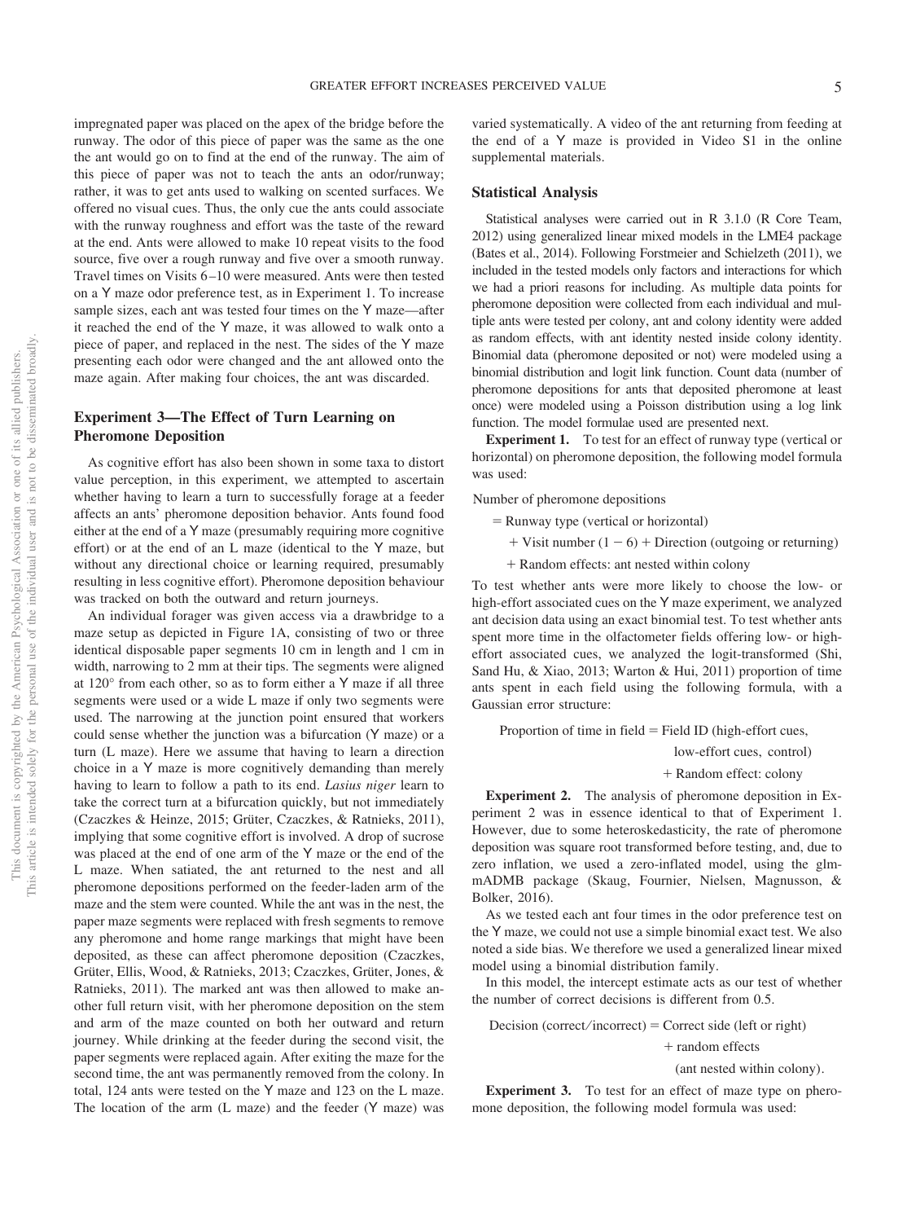impregnated paper was placed on the apex of the bridge before the runway. The odor of this piece of paper was the same as the one the ant would go on to find at the end of the runway. The aim of this piece of paper was not to teach the ants an odor/runway; rather, it was to get ants used to walking on scented surfaces. We offered no visual cues. Thus, the only cue the ants could associate with the runway roughness and effort was the taste of the reward at the end. Ants were allowed to make 10 repeat visits to the food source, five over a rough runway and five over a smooth runway. Travel times on Visits 6–10 were measured. Ants were then tested on a Y maze odor preference test, as in Experiment 1. To increase sample sizes, each ant was tested four times on the Y maze—after it reached the end of the Y maze, it was allowed to walk onto a piece of paper, and replaced in the nest. The sides of the Y maze presenting each odor were changed and the ant allowed onto the maze again. After making four choices, the ant was discarded.

## Experiment 3—The Effect of Turn Learning on Pheromone Deposition

As cognitive effort has also been shown in some taxa to distort value perception, in this experiment, we attempted to ascertain whether having to learn a turn to successfully forage at a feeder affects an ants' pheromone deposition behavior. Ants found food either at the end of a Y maze (presumably requiring more cognitive effort) or at the end of an L maze (identical to the Y maze, but without any directional choice or learning required, presumably resulting in less cognitive effort). Pheromone deposition behaviour was tracked on both the outward and return journeys.

An individual forager was given access via a drawbridge to a maze setup as depicted in Figure 1A, consisting of two or three identical disposable paper segments 10 cm in length and 1 cm in width, narrowing to 2 mm at their tips. The segments were aligned at 120° from each other, so as to form either a Y maze if all three segments were used or a wide L maze if only two segments were used. The narrowing at the junction point ensured that workers could sense whether the junction was a bifurcation (Y maze) or a turn (L maze). Here we assume that having to learn a direction choice in a Y maze is more cognitively demanding than merely having to learn to follow a path to its end. *Lasius niger* learn to take the correct turn at a bifurcation quickly, but not immediately (Czaczkes & Heinze, 2015; Grüter, Czaczkes, & Ratnieks, 2011), implying that some cognitive effort is involved. A drop of sucrose was placed at the end of one arm of the Y maze or the end of the L maze. When satiated, the ant returned to the nest and all pheromone depositions performed on the feeder-laden arm of the maze and the stem were counted. While the ant was in the nest, the paper maze segments were replaced with fresh segments to remove any pheromone and home range markings that might have been deposited, as these can affect pheromone deposition (Czaczkes, Grüter, Ellis, Wood, & Ratnieks, 2013; Czaczkes, Grüter, Jones, & Ratnieks, 2011). The marked ant was then allowed to make another full return visit, with her pheromone deposition on the stem and arm of the maze counted on both her outward and return journey. While drinking at the feeder during the second visit, the paper segments were replaced again. After exiting the maze for the second time, the ant was permanently removed from the colony. In total, 124 ants were tested on the Y maze and 123 on the L maze. The location of the arm (L maze) and the feeder (Y maze) was varied systematically. A video of the ant returning from feeding at the end of a Y maze is provided in Video S1 in the online supplemental materials.

## Statistical Analysis

Statistical analyses were carried out in R 3.1.0 (R Core Team, 2012) using generalized linear mixed models in the LME4 package (Bates et al., 2014). Following Forstmeier and Schielzeth (2011), we included in the tested models only factors and interactions for which we had a priori reasons for including. As multiple data points for pheromone deposition were collected from each individual and multiple ants were tested per colony, ant and colony identity were added as random effects, with ant identity nested inside colony identity. Binomial data (pheromone deposited or not) were modeled using a binomial distribution and logit link function. Count data (number of pheromone depositions for ants that deposited pheromone at least once) were modeled using a Poisson distribution using a log link function. The model formulae used are presented next.

**Experiment 1.** To test for an effect of runway type (vertical or horizontal) on pheromone deposition, the following model formula was used:

Number of pheromone depositions
= Runway type (vertical or horizontal)
+ Visit number (1 − 6) + Direction (outgoing or returning)
+ Random effects: ant nested within colony

To test whether ants were more likely to choose the low- or high-effort associated cues on the Y maze experiment, we analyzed ant decision data using an exact binomial test. To test whether ants spent more time in the olfactometer fields offering low- or high-effort associated cues, we analyzed the logit-transformed (Shi, Sand Hu, & Xiao, 2013; Warton & Hui, 2011) proportion of time ants spent in each field using the following formula, with a Gaussian error structure:

Proportion of time in field = Field ID (high-effort cues, low-effort cues, control)
+ Random effect: colony

**Experiment 2.** The analysis of pheromone deposition in Experiment 2 was in essence identical to that of Experiment 1. However, due to some heteroskedasticity, the rate of pheromone deposition was square root transformed before testing, and, due to zero inflation, we used a zero-inflated model, using the glmmADMB package (Skaug, Fournier, Nielsen, Magnusson, & Bolker, 2016).

As we tested each ant four times in the odor preference test on the Y maze, we could not use a simple binomial exact test. We also noted a side bias. We therefore we used a generalized linear mixed model using a binomial distribution family.

In this model, the intercept estimate acts as our test of whether the number of correct decisions is different from 0.5.

Decision (correct/incorrect) = Correct side (left or right)
+ random effects
(ant nested within colony).

**Experiment 3.** To test for an effect of maze type on pheromone deposition, the following model formula was used: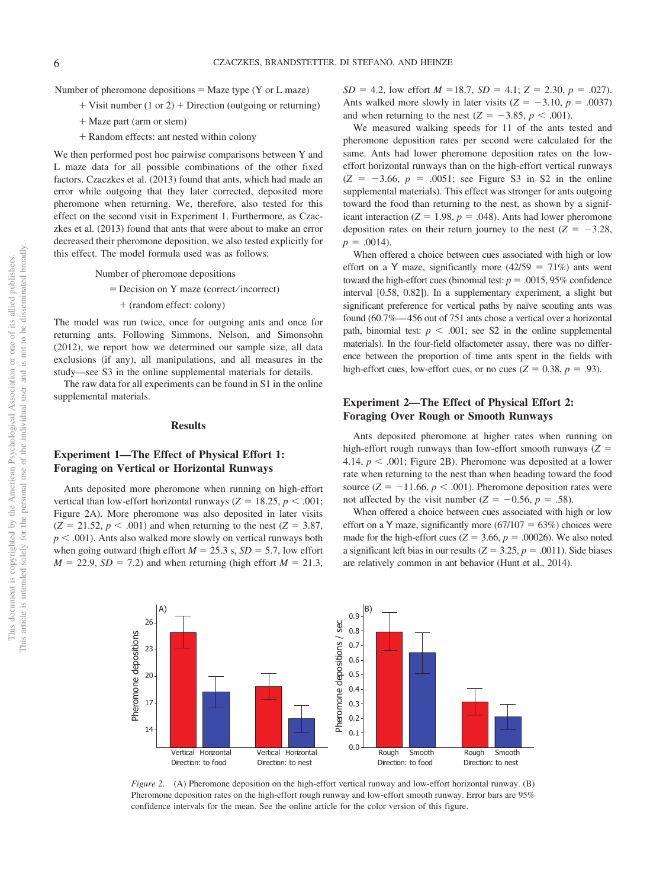Number of pheromone depositions = Maze type (Y or L maze)

+ Visit number (1 or 2) + Direction (outgoing or returning)

+ Maze part (arm or stem)

+ Random effects: ant nested within colony

We then performed post hoc pairwise comparisons between Y and L maze data for all possible combinations of the other fixed factors. Czaczkes et al. (2013) found that ants, which had made an error while outgoing that they later corrected, deposited more pheromone when returning. We, therefore, also tested for this effect on the second visit in Experiment 1. Furthermore, as Czaczkes et al. (2013) found that ants that were about to make an error decreased their pheromone deposition, we also tested explicitly for this effect. The model formula used was as follows:

Number of pheromone depositions

= Decision on Y maze (correct/incorrect)

+ (random effect: colony)

The model was run twice, once for outgoing ants and once for returning ants. Following Simmons, Nelson, and Simonsohn (2012), we report how we determined our sample size, all data exclusions (if any), all manipulations, and all measures in the study—see S3 in the online supplemental materials for details.

The raw data for all experiments can be found in S1 in the online supplemental materials.

## Results

### Experiment 1—The Effect of Physical Effort 1: Foraging on Vertical or Horizontal Runways

Ants deposited more pheromone when running on high-effort vertical than low-effort horizontal runways ($Z = 18.25$, $p < .001$; Figure 2A). More pheromone was also deposited in later visits ($Z = 21.52$, $p < .001$) and when returning to the nest ($Z = 3.87$, $p < .001$). Ants also walked more slowly on vertical runways both when going outward (high effort $M = 25.3$ s, $SD = 5.7$, low effort $M = 22.9$, $SD = 7.2$) and when returning (high effort $M = 21.3$, $SD = 4.2$, low effort $M = 18.7$, $SD = 4.1$; $Z = 2.30$, $p = .027$). Ants walked more slowly in later visits ($Z = -3.10$, $p = .0037$) and when returning to the nest ($Z = -3.85$, $p < .001$).

We measured walking speeds for 11 of the ants tested and pheromone deposition rates per second were calculated for the same. Ants had lower pheromone deposition rates on the low-effort horizontal runways than on the high-effort vertical runways ($Z = -3.66$, $p = .0051$; see Figure S3 in S2 in the online supplemental materials). This effect was stronger for ants outgoing toward the food than returning to the nest, as shown by a significant interaction ($Z = 1.98$, $p = .048$). Ants had lower pheromone deposition rates on their return journey to the nest ($Z = -3.28$, $p = .0014$).

When offered a choice between cues associated with high or low effort on a Y maze, significantly more (42/59 = 71%) ants went toward the high-effort cues (binomial test: $p = .0015$, 95% confidence interval [0.58, 0.82]). In a supplementary experiment, a slight but significant preference for vertical paths by naïve scouting ants was found (60.7%—456 out of 751 ants chose a vertical over a horizontal path, binomial test: $p < .001$; see S2 in the online supplemental materials). In the four-field olfactometer assay, there was no difference between the proportion of time ants spent in the fields with high-effort cues, low-effort cues, or no cues ($Z = 0.38$, $p = .93$).

### Experiment 2—The Effect of Physical Effort 2: Foraging Over Rough or Smooth Runways

Ants deposited pheromone at higher rates when running on high-effort rough runways than low-effort smooth runways ($Z = 4.14$, $p < .001$; Figure 2B). Pheromone was deposited at a lower rate when returning to the nest than when heading toward the food source ($Z = -11.66$, $p < .001$). Pheromone deposition rates were not affected by the visit number ($Z = -0.56$, $p = .58$).

When offered a choice between cues associated with high or low effort on a Y maze, significantly more (67/107 = 63%) choices were made for the high-effort cues ($Z = 3.66$, $p = .00026$). We also noted a significant left bias in our results ($Z = 3.25$, $p = .0011$). Side biases are relatively common in ant behavior (Hunt et al., 2014).

*Figure 2.* (A) Pheromone deposition on the high-effort vertical runway and low-effort horizontal runway. (B) Pheromone deposition rates on the high-effort rough runway and low-effort smooth runway. Error bars are 95% confidence intervals for the mean. See the online article for the color version of this figure.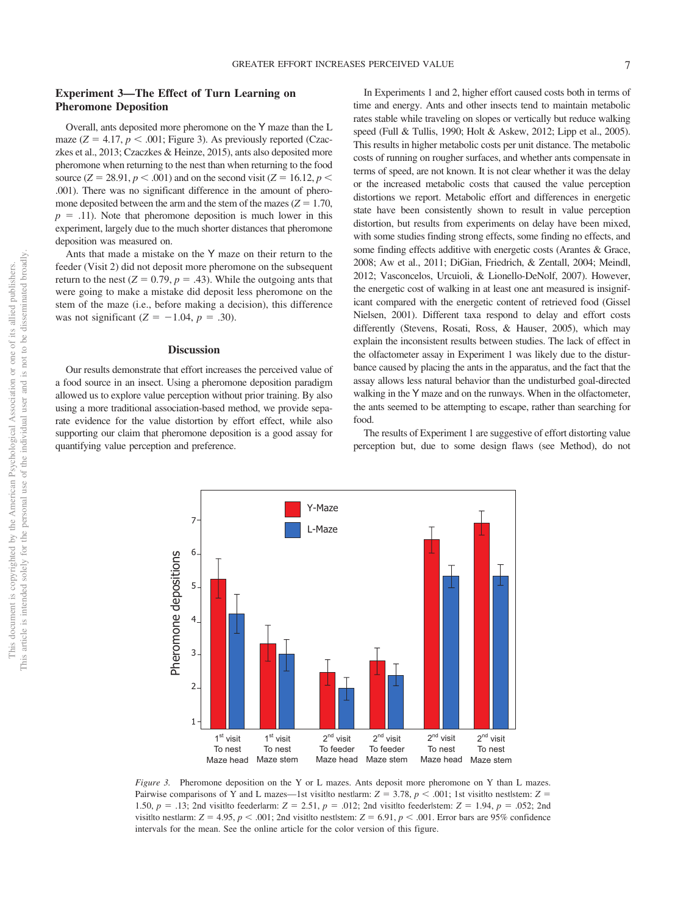### Experiment 3—The Effect of Turn Learning on Pheromone Deposition

Overall, ants deposited more pheromone on the Y maze than the L maze ($Z = 4.17$, $p < .001$; Figure 3). As previously reported (Czaczkes et al., 2013; Czaczkes & Heinze, 2015), ants also deposited more pheromone when returning to the nest than when returning to the food source ($Z = 28.91$, $p < .001$) and on the second visit ($Z = 16.12$, $p < .001$). There was no significant difference in the amount of pheromone deposited between the arm and the stem of the mazes ($Z = 1.70$, $p = .11$). Note that pheromone deposition is much lower in this experiment, largely due to the much shorter distances that pheromone deposition was measured on.

Ants that made a mistake on the Y maze on their return to the feeder (Visit 2) did not deposit more pheromone on the subsequent return to the nest ($Z = 0.79$, $p = .43$). While the outgoing ants that were going to make a mistake did deposit less pheromone on the stem of the maze (i.e., before making a decision), this difference was not significant ($Z = -1.04$, $p = .30$).

## Discussion

Our results demonstrate that effort increases the perceived value of a food source in an insect. Using a pheromone deposition paradigm allowed us to explore value perception without prior training. By also using a more traditional association-based method, we provide separate evidence for the value distortion by effort effect, while also supporting our claim that pheromone deposition is a good assay for quantifying value perception and preference.

In Experiments 1 and 2, higher effort caused costs both in terms of time and energy. Ants and other insects tend to maintain metabolic rates stable while traveling on slopes or vertically but reduce walking speed (Full & Tullis, 1990; Holt & Askew, 2012; Lipp et al., 2005). This results in higher metabolic costs per unit distance. The metabolic costs of running on rougher surfaces, and whether ants compensate in terms of speed, are not known. It is not clear whether it was the delay or the increased metabolic costs that caused the value perception distortions we report. Metabolic effort and differences in energetic state have been consistently shown to result in value perception distortion, but results from experiments on delay have been mixed, with some studies finding strong effects, some finding no effects, and some finding effects additive with energetic costs (Arantes & Grace, 2008; Aw et al., 2011; DiGian, Friedrich, & Zentall, 2004; Meindl, 2012; Vasconcelos, Urcuioli, & Lionello-DeNolf, 2007). However, the energetic cost of walking in at least one ant measured is insignificant compared with the energetic content of retrieved food (Gissel Nielsen, 2001). Different taxa respond to delay and effort costs differently (Stevens, Rosati, Ross, & Hauser, 2005), which may explain the inconsistent results between studies. The lack of effect in the olfactometer assay in Experiment 1 was likely due to the disturbance caused by placing the ants in the apparatus, and the fact that the assay allows less natural behavior than the undisturbed goal-directed walking in the Y maze and on the runways. When in the olfactometer, the ants seemed to be attempting to escape, rather than searching for food.

The results of Experiment 1 are suggestive of effort distorting value perception but, due to some design flaws (see Method), do not

*Figure 3.* Pheromone deposition on the Y or L mazes. Ants deposit more pheromone on Y than L mazes. Pairwise comparisons of Y and L mazes—1st visit|to nest|arm: $Z = 3.78$, $p < .001$; 1st visit|to nest|stem: $Z = 1.50$, $p = .13$; 2nd visit|to feeder|arm: $Z = 2.51$, $p = .012$; 2nd visit|to feeder|stem: $Z = 1.94$, $p = .052$; 2nd visit|to nest|arm: $Z = 4.95$, $p < .001$; 2nd visit|to nest|stem: $Z = 6.91$, $p < .001$. Error bars are 95% confidence intervals for the mean. See the online article for the color version of this figure.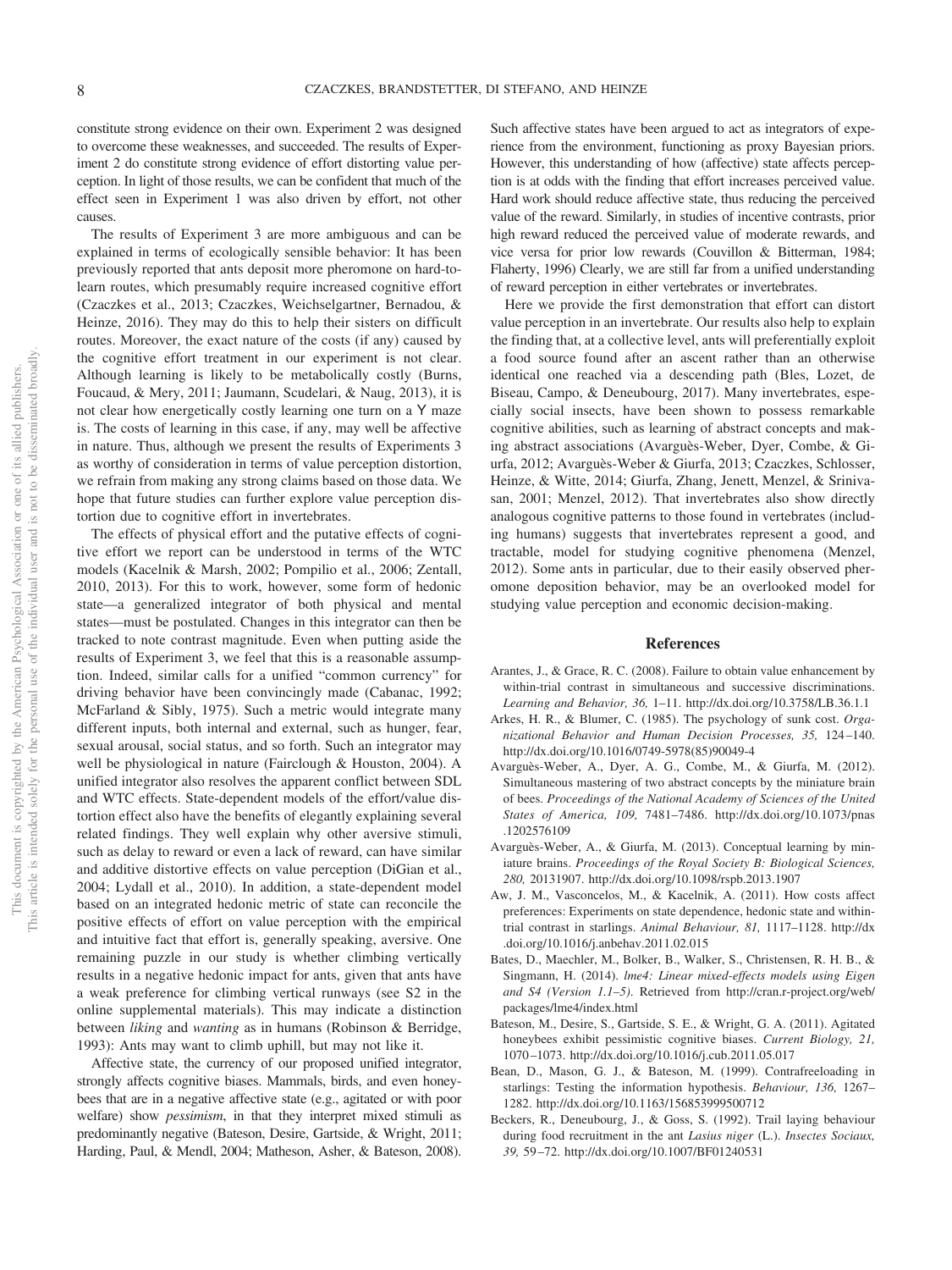constitute strong evidence on their own. Experiment 2 was designed to overcome these weaknesses, and succeeded. The results of Experiment 2 do constitute strong evidence of effort distorting value perception. In light of those results, we can be confident that much of the effect seen in Experiment 1 was also driven by effort, not other causes.

The results of Experiment 3 are more ambiguous and can be explained in terms of ecologically sensible behavior: It has been previously reported that ants deposit more pheromone on hard-to-learn routes, which presumably require increased cognitive effort (Czaczkes et al., 2013; Czaczkes, Weichselgartner, Bernadou, & Heinze, 2016). They may do this to help their sisters on difficult routes. Moreover, the exact nature of the costs (if any) caused by the cognitive effort treatment in our experiment is not clear. Although learning is likely to be metabolically costly (Burns, Foucaud, & Mery, 2011; Jaumann, Scudelari, & Naug, 2013), it is not clear how energetically costly learning one turn on a Y maze is. The costs of learning in this case, if any, may well be affective in nature. Thus, although we present the results of Experiments 3 as worthy of consideration in terms of value perception distortion, we refrain from making any strong claims based on those data. We hope that future studies can further explore value perception distortion due to cognitive effort in invertebrates.

The effects of physical effort and the putative effects of cognitive effort we report can be understood in terms of the WTC models (Kacelnik & Marsh, 2002; Pompilio et al., 2006; Zentall, 2010, 2013). For this to work, however, some form of hedonic state—a generalized integrator of both physical and mental states—must be postulated. Changes in this integrator can then be tracked to note contrast magnitude. Even when putting aside the results of Experiment 3, we feel that this is a reasonable assumption. Indeed, similar calls for a unified "common currency" for driving behavior have been convincingly made (Cabanac, 1992; McFarland & Sibly, 1975). Such a metric would integrate many different inputs, both internal and external, such as hunger, fear, sexual arousal, social status, and so forth. Such an integrator may well be physiological in nature (Fairclough & Houston, 2004). A unified integrator also resolves the apparent conflict between SDL and WTC effects. State-dependent models of the effort/value distortion effect also have the benefits of elegantly explaining several related findings. They well explain why other aversive stimuli, such as delay to reward or even a lack of reward, can have similar and additive distortive effects on value perception (DiGian et al., 2004; Lydall et al., 2010). In addition, a state-dependent model based on an integrated hedonic metric of state can reconcile the positive effects of effort on value perception with the empirical and intuitive fact that effort is, generally speaking, aversive. One remaining puzzle in our study is whether climbing vertically results in a negative hedonic impact for ants, given that ants have a weak preference for climbing vertical runways (see S2 in the online supplemental materials). This may indicate a distinction between *liking* and *wanting* as in humans (Robinson & Berridge, 1993): Ants may want to climb uphill, but may not like it.

Affective state, the currency of our proposed unified integrator, strongly affects cognitive biases. Mammals, birds, and even honeybees that are in a negative affective state (e.g., agitated or with poor welfare) show *pessimism*, in that they interpret mixed stimuli as predominantly negative (Bateson, Desire, Gartside, & Wright, 2011; Harding, Paul, & Mendl, 2004; Matheson, Asher, & Bateson, 2008). Such affective states have been argued to act as integrators of experience from the environment, functioning as proxy Bayesian priors. However, this understanding of how (affective) state affects perception is at odds with the finding that effort increases perceived value. Hard work should reduce affective state, thus reducing the perceived value of the reward. Similarly, in studies of incentive contrasts, prior high reward reduced the perceived value of moderate rewards, and vice versa for prior low rewards (Couvillon & Bitterman, 1984; Flaherty, 1996) Clearly, we are still far from a unified understanding of reward perception in either vertebrates or invertebrates.

Here we provide the first demonstration that effort can distort value perception in an invertebrate. Our results also help to explain the finding that, at a collective level, ants will preferentially exploit a food source found after an ascent rather than an otherwise identical one reached via a descending path (Bles, Lozet, de Biseau, Campo, & Deneubourg, 2017). Many invertebrates, especially social insects, have been shown to possess remarkable cognitive abilities, such as learning of abstract concepts and making abstract associations (Avarguès-Weber, Dyer, Combe, & Giurfa, 2012; Avarguès-Weber & Giurfa, 2013; Czaczkes, Schlosser, Heinze, & Witte, 2014; Giurfa, Zhang, Jenett, Menzel, & Srinivasan, 2001; Menzel, 2012). That invertebrates also show directly analogous cognitive patterns to those found in vertebrates (including humans) suggests that invertebrates represent a good, and tractable, model for studying cognitive phenomena (Menzel, 2012). Some ants in particular, due to their easily observed pheromone deposition behavior, may be an overlooked model for studying value perception and economic decision-making.

## References

Arantes, J., & Grace, R. C. (2008). Failure to obtain value enhancement by within-trial contrast in simultaneous and successive discriminations. *Learning and Behavior, 36,* 1–11. http://dx.doi.org/10.3758/LB.36.1.1

Arkes, H. R., & Blumer, C. (1985). The psychology of sunk cost. *Organizational Behavior and Human Decision Processes, 35,* 124–140. http://dx.doi.org/10.1016/0749-5978(85)90049-4

Avarguès-Weber, A., Dyer, A. G., Combe, M., & Giurfa, M. (2012). Simultaneous mastering of two abstract concepts by the miniature brain of bees. *Proceedings of the National Academy of Sciences of the United States of America, 109,* 7481–7486. http://dx.doi.org/10.1073/pnas.1202576109

Avarguès-Weber, A., & Giurfa, M. (2013). Conceptual learning by miniature brains. *Proceedings of the Royal Society B: Biological Sciences, 280,* 20131907. http://dx.doi.org/10.1098/rspb.2013.1907

Aw, J. M., Vasconcelos, M., & Kacelnik, A. (2011). How costs affect preferences: Experiments on state dependence, hedonic state and within-trial contrast in starlings. *Animal Behaviour, 81,* 1117–1128. http://dx.doi.org/10.1016/j.anbehav.2011.02.015

Bates, D., Maechler, M., Bolker, B., Walker, S., Christensen, R. H. B., & Singmann, H. (2014). *lme4: Linear mixed-effects models using Eigen and S4 (Version 1.1–5).* Retrieved from http://cran.r-project.org/web/packages/lme4/index.html

Bateson, M., Desire, S., Gartside, S. E., & Wright, G. A. (2011). Agitated honeybees exhibit pessimistic cognitive biases. *Current Biology, 21,* 1070–1073. http://dx.doi.org/10.1016/j.cub.2011.05.017

Bean, D., Mason, G. J., & Bateson, M. (1999). Contrafreeloading in starlings: Testing the information hypothesis. *Behaviour, 136,* 1267–1282. http://dx.doi.org/10.1163/156853999500712

Beckers, R., Deneubourg, J., & Goss, S. (1992). Trail laying behaviour during food recruitment in the ant *Lasius niger* (L.). *Insectes Sociaux, 39,* 59–72. http://dx.doi.org/10.1007/BF01240531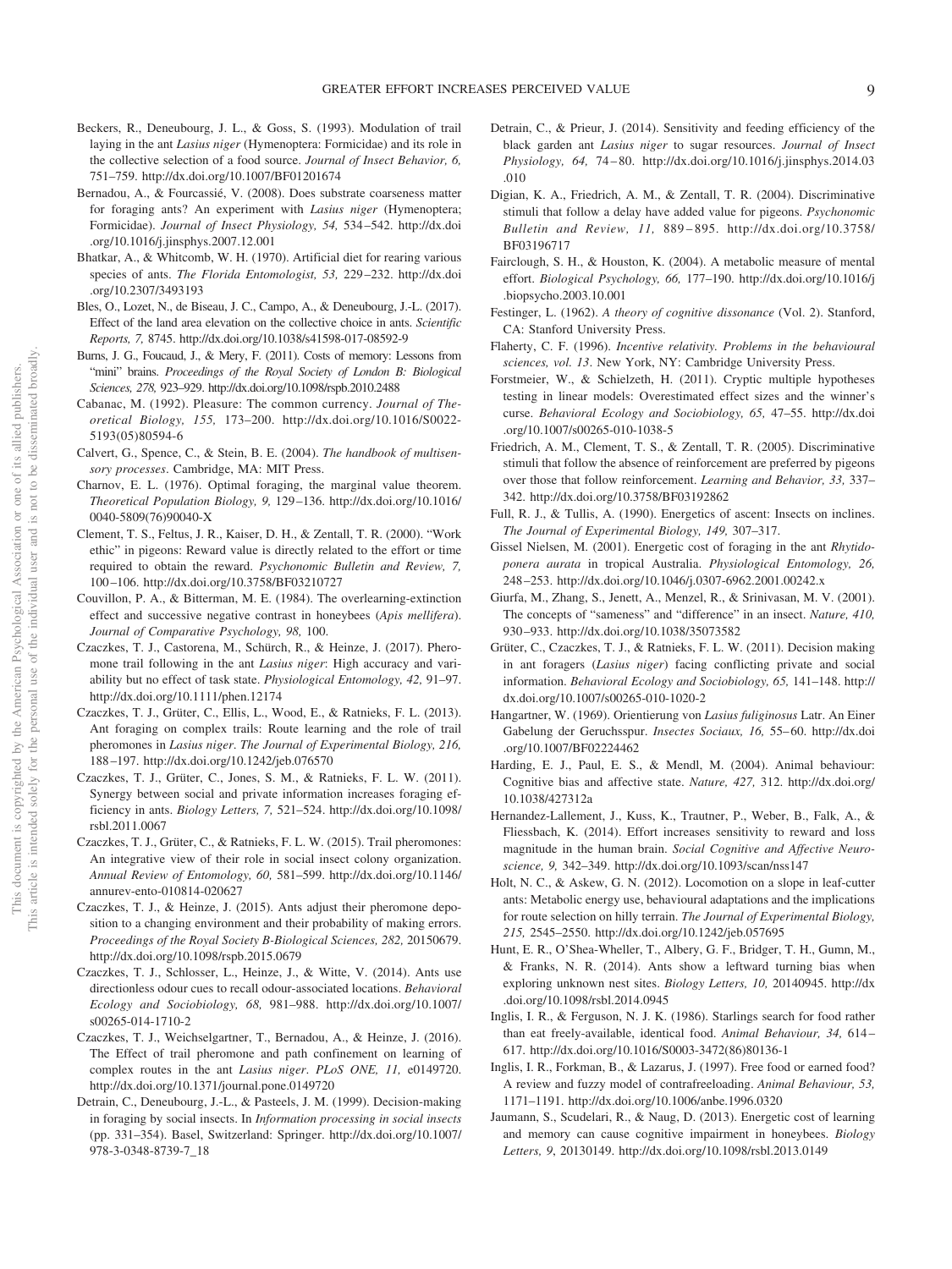Beckers, R., Deneubourg, J. L., & Goss, S. (1993). Modulation of trail laying in the ant *Lasius niger* (Hymenoptera: Formicidae) and its role in the collective selection of a food source. *Journal of Insect Behavior, 6,* 751–759. http://dx.doi.org/10.1007/BF01201674

Bernadou, A., & Fourcassié, V. (2008). Does substrate coarseness matter for foraging ants? An experiment with *Lasius niger* (Hymenoptera; Formicidae). *Journal of Insect Physiology, 54,* 534–542. http://dx.doi.org/10.1016/j.jinsphys.2007.12.001

Bhatkar, A., & Whitcomb, W. H. (1970). Artificial diet for rearing various species of ants. *The Florida Entomologist, 53,* 229–232. http://dx.doi.org/10.2307/3493193

Bles, O., Lozet, N., de Biseau, J. C., Campo, A., & Deneubourg, J.-L. (2017). Effect of the land area elevation on the collective choice in ants. *Scientific Reports, 7,* 8745. http://dx.doi.org/10.1038/s41598-017-08592-9

Burns, J. G., Foucaud, J., & Mery, F. (2011). Costs of memory: Lessons from "mini" brains. *Proceedings of the Royal Society of London B: Biological Sciences, 278,* 923–929. http://dx.doi.org/10.1098/rspb.2010.2488

Cabanac, M. (1992). Pleasure: The common currency. *Journal of Theoretical Biology, 155,* 173–200. http://dx.doi.org/10.1016/S0022-5193(05)80594-6

Calvert, G., Spence, C., & Stein, B. E. (2004). *The handbook of multisensory processes*. Cambridge, MA: MIT Press.

Charnov, E. L. (1976). Optimal foraging, the marginal value theorem. *Theoretical Population Biology, 9,* 129–136. http://dx.doi.org/10.1016/0040-5809(76)90040-X

Clement, T. S., Feltus, J. R., Kaiser, D. H., & Zentall, T. R. (2000). "Work ethic" in pigeons: Reward value is directly related to the effort or time required to obtain the reward. *Psychonomic Bulletin and Review, 7,* 100–106. http://dx.doi.org/10.3758/BF03210727

Couvillon, P. A., & Bitterman, M. E. (1984). The overlearning-extinction effect and successive negative contrast in honeybees (*Apis mellifera*). *Journal of Comparative Psychology, 98,* 100.

Czaczkes, T. J., Castorena, M., Schürch, R., & Heinze, J. (2017). Pheromone trail following in the ant *Lasius niger*: High accuracy and variability but no effect of task state. *Physiological Entomology, 42,* 91–97. http://dx.doi.org/10.1111/phen.12174

Czaczkes, T. J., Grüter, C., Ellis, L., Wood, E., & Ratnieks, F. L. (2013). Ant foraging on complex trails: Route learning and the role of trail pheromones in *Lasius niger*. *The Journal of Experimental Biology, 216,* 188–197. http://dx.doi.org/10.1242/jeb.076570

Czaczkes, T. J., Grüter, C., Jones, S. M., & Ratnieks, F. L. W. (2011). Synergy between social and private information increases foraging efficiency in ants. *Biology Letters, 7,* 521–524. http://dx.doi.org/10.1098/rsbl.2011.0067

Czaczkes, T. J., Grüter, C., & Ratnieks, F. L. W. (2015). Trail pheromones: An integrative view of their role in social insect colony organization. *Annual Review of Entomology, 60,* 581–599. http://dx.doi.org/10.1146/annurev-ento-010814-020627

Czaczkes, T. J., & Heinze, J. (2015). Ants adjust their pheromone deposition to a changing environment and their probability of making errors. *Proceedings of the Royal Society B-Biological Sciences, 282,* 20150679. http://dx.doi.org/10.1098/rspb.2015.0679

Czaczkes, T. J., Schlosser, L., Heinze, J., & Witte, V. (2014). Ants use directionless odour cues to recall odour-associated locations. *Behavioral Ecology and Sociobiology, 68,* 981–988. http://dx.doi.org/10.1007/s00265-014-1710-2

Czaczkes, T. J., Weichselgartner, T., Bernadou, A., & Heinze, J. (2016). The Effect of trail pheromone and path confinement on learning of complex routes in the ant *Lasius niger*. *PLoS ONE, 11,* e0149720. http://dx.doi.org/10.1371/journal.pone.0149720

Detrain, C., Deneubourg, J.-L., & Pasteels, J. M. (1999). Decision-making in foraging by social insects. In *Information processing in social insects* (pp. 331–354). Basel, Switzerland: Springer. http://dx.doi.org/10.1007/978-3-0348-8739-7_18

Detrain, C., & Prieur, J. (2014). Sensitivity and feeding efficiency of the black garden ant *Lasius niger* to sugar resources. *Journal of Insect Physiology, 64,* 74–80. http://dx.doi.org/10.1016/j.jinsphys.2014.03.010

Digian, K. A., Friedrich, A. M., & Zentall, T. R. (2004). Discriminative stimuli that follow a delay have added value for pigeons. *Psychonomic Bulletin and Review, 11,* 889–895. http://dx.doi.org/10.3758/BF03196717

Fairclough, S. H., & Houston, K. (2004). A metabolic measure of mental effort. *Biological Psychology, 66,* 177–190. http://dx.doi.org/10.1016/j.biopsycho.2003.10.001

Festinger, L. (1962). *A theory of cognitive dissonance* (Vol. 2). Stanford, CA: Stanford University Press.

Flaherty, C. F. (1996). *Incentive relativity. Problems in the behavioural sciences, vol. 13*. New York, NY: Cambridge University Press.

Forstmeier, W., & Schielzeth, H. (2011). Cryptic multiple hypotheses testing in linear models: Overestimated effect sizes and the winner's curse. *Behavioral Ecology and Sociobiology, 65,* 47–55. http://dx.doi.org/10.1007/s00265-010-1038-5

Friedrich, A. M., Clement, T. S., & Zentall, T. R. (2005). Discriminative stimuli that follow the absence of reinforcement are preferred by pigeons over those that follow reinforcement. *Learning and Behavior, 33,* 337–342. http://dx.doi.org/10.3758/BF03192862

Full, R. J., & Tullis, A. (1990). Energetics of ascent: Insects on inclines. *The Journal of Experimental Biology, 149,* 307–317.

Gissel Nielsen, M. (2001). Energetic cost of foraging in the ant *Rhytidoponera aurata* in tropical Australia. *Physiological Entomology, 26,* 248–253. http://dx.doi.org/10.1046/j.0307-6962.2001.00242.x

Giurfa, M., Zhang, S., Jenett, A., Menzel, R., & Srinivasan, M. V. (2001). The concepts of "sameness" and "difference" in an insect. *Nature, 410,* 930–933. http://dx.doi.org/10.1038/35073582

Grüter, C., Czaczkes, T. J., & Ratnieks, F. L. W. (2011). Decision making in ant foragers (*Lasius niger*) facing conflicting private and social information. *Behavioral Ecology and Sociobiology, 65,* 141–148. http://dx.doi.org/10.1007/s00265-010-1020-2

Hangartner, W. (1969). Orientierung von *Lasius fuliginosus* Latr. An Einer Gabelung der Geruchsspur. *Insectes Sociaux, 16,* 55–60. http://dx.doi.org/10.1007/BF02224462

Harding, E. J., Paul, E. S., & Mendl, M. (2004). Animal behaviour: Cognitive bias and affective state. *Nature, 427,* 312. http://dx.doi.org/10.1038/427312a

Hernandez-Lallement, J., Kuss, K., Trautner, P., Weber, B., Falk, A., & Fliessbach, K. (2014). Effort increases sensitivity to reward and loss magnitude in the human brain. *Social Cognitive and Affective Neuroscience, 9,* 342–349. http://dx.doi.org/10.1093/scan/nss147

Holt, N. C., & Askew, G. N. (2012). Locomotion on a slope in leaf-cutter ants: Metabolic energy use, behavioural adaptations and the implications for route selection on hilly terrain. *The Journal of Experimental Biology, 215,* 2545–2550. http://dx.doi.org/10.1242/jeb.057695

Hunt, E. R., O'Shea-Wheller, T., Albery, G. F., Bridger, T. H., Gumn, M., & Franks, N. R. (2014). Ants show a leftward turning bias when exploring unknown nest sites. *Biology Letters, 10,* 20140945. http://dx.doi.org/10.1098/rsbl.2014.0945

Inglis, I. R., & Ferguson, N. J. K. (1986). Starlings search for food rather than eat freely-available, identical food. *Animal Behaviour, 34,* 614–617. http://dx.doi.org/10.1016/S0003-3472(86)80136-1

Inglis, I. R., Forkman, B., & Lazarus, J. (1997). Free food or earned food? A review and fuzzy model of contrafreeloading. *Animal Behaviour, 53,* 1171–1191. http://dx.doi.org/10.1006/anbe.1996.0320

Jaumann, S., Scudelari, R., & Naug, D. (2013). Energetic cost of learning and memory can cause cognitive impairment in honeybees. *Biology Letters, 9*, 20130149. http://dx.doi.org/10.1098/rsbl.2013.0149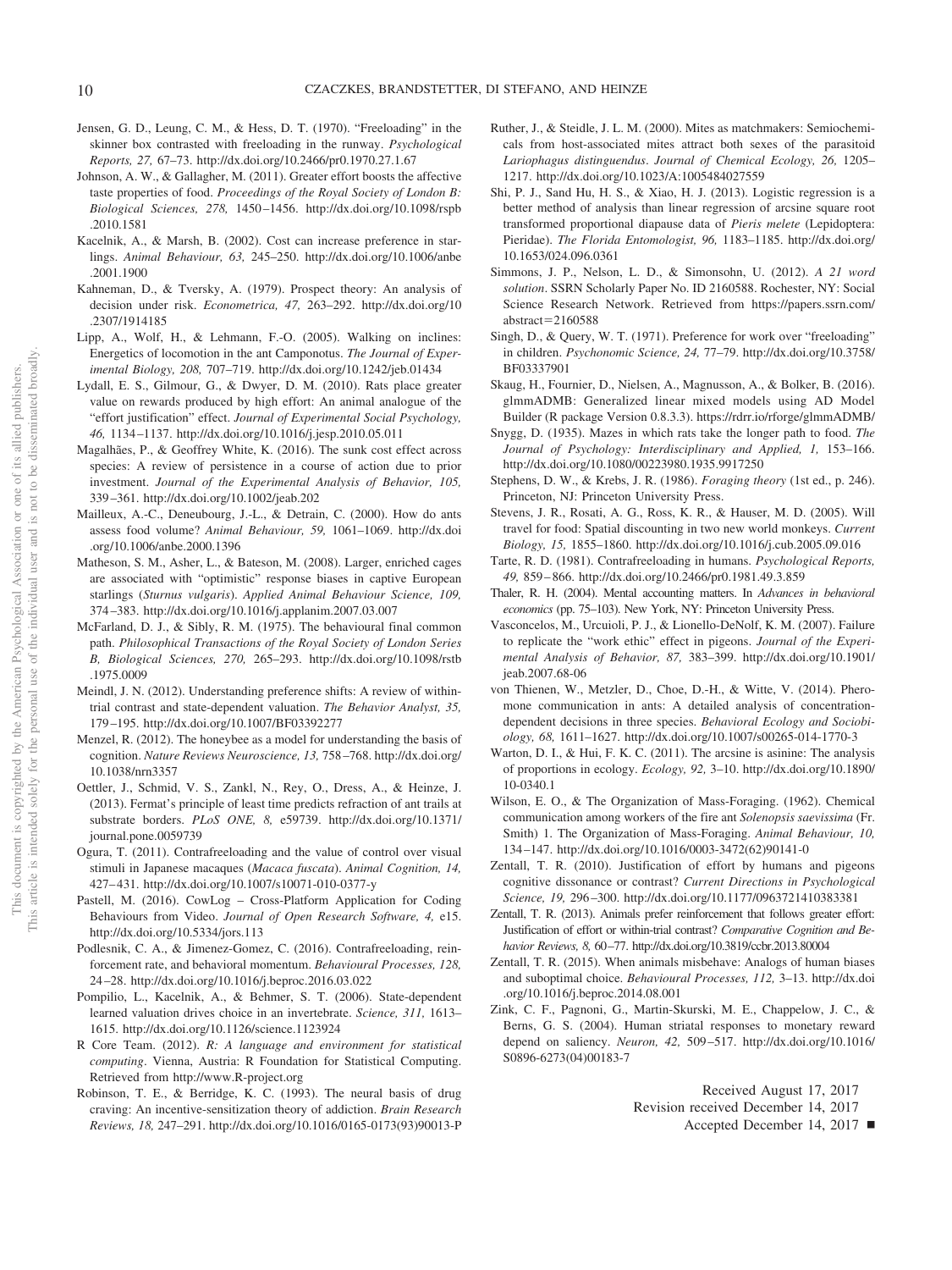Jensen, G. D., Leung, C. M., & Hess, D. T. (1970). "Freeloading" in the skinner box contrasted with freeloading in the runway. *Psychological Reports, 27,* 67–73. http://dx.doi.org/10.2466/pr0.1970.27.1.67

Johnson, A. W., & Gallagher, M. (2011). Greater effort boosts the affective taste properties of food. *Proceedings of the Royal Society of London B: Biological Sciences, 278,* 1450–1456. http://dx.doi.org/10.1098/rspb.2010.1581

Kacelnik, A., & Marsh, B. (2002). Cost can increase preference in starlings. *Animal Behaviour, 63,* 245–250. http://dx.doi.org/10.1006/anbe.2001.1900

Kahneman, D., & Tversky, A. (1979). Prospect theory: An analysis of decision under risk. *Econometrica, 47,* 263–292. http://dx.doi.org/10.2307/1914185

Lipp, A., Wolf, H., & Lehmann, F.-O. (2005). Walking on inclines: Energetics of locomotion in the ant Camponotus. *The Journal of Experimental Biology, 208,* 707–719. http://dx.doi.org/10.1242/jeb.01434

Lydall, E. S., Gilmour, G., & Dwyer, D. M. (2010). Rats place greater value on rewards produced by high effort: An animal analogue of the "effort justification" effect. *Journal of Experimental Social Psychology, 46,* 1134–1137. http://dx.doi.org/10.1016/j.jesp.2010.05.011

Magalhães, P., & Geoffrey White, K. (2016). The sunk cost effect across species: A review of persistence in a course of action due to prior investment. *Journal of the Experimental Analysis of Behavior, 105,* 339–361. http://dx.doi.org/10.1002/jeab.202

Mailleux, A.-C., Deneubourg, J.-L., & Detrain, C. (2000). How do ants assess food volume? *Animal Behaviour, 59,* 1061–1069. http://dx.doi.org/10.1006/anbe.2000.1396

Matheson, S. M., Asher, L., & Bateson, M. (2008). Larger, enriched cages are associated with "optimistic" response biases in captive European starlings (*Sturnus vulgaris*). *Applied Animal Behaviour Science, 109,* 374–383. http://dx.doi.org/10.1016/j.applanim.2007.03.007

McFarland, D. J., & Sibly, R. M. (1975). The behavioural final common path. *Philosophical Transactions of the Royal Society of London Series B, Biological Sciences, 270,* 265–293. http://dx.doi.org/10.1098/rstb.1975.0009

Meindl, J. N. (2012). Understanding preference shifts: A review of within-trial contrast and state-dependent valuation. *The Behavior Analyst, 35,* 179–195. http://dx.doi.org/10.1007/BF03392277

Menzel, R. (2012). The honeybee as a model for understanding the basis of cognition. *Nature Reviews Neuroscience, 13,* 758–768. http://dx.doi.org/10.1038/nrn3357

Oettler, J., Schmid, V. S., Zankl, N., Rey, O., Dress, A., & Heinze, J. (2013). Fermat's principle of least time predicts refraction of ant trails at substrate borders. *PLoS ONE, 8,* e59739. http://dx.doi.org/10.1371/journal.pone.0059739

Ogura, T. (2011). Contrafreeloading and the value of control over visual stimuli in Japanese macaques (*Macaca fuscata*). *Animal Cognition, 14,* 427–431. http://dx.doi.org/10.1007/s10071-010-0377-y

Pastell, M. (2016). CowLog – Cross-Platform Application for Coding Behaviours from Video. *Journal of Open Research Software, 4,* e15. http://dx.doi.org/10.5334/jors.113

Podlesnik, C. A., & Jimenez-Gomez, C. (2016). Contrafreeloading, reinforcement rate, and behavioral momentum. *Behavioural Processes, 128,* 24–28. http://dx.doi.org/10.1016/j.beproc.2016.03.022

Pompilio, L., Kacelnik, A., & Behmer, S. T. (2006). State-dependent learned valuation drives choice in an invertebrate. *Science, 311,* 1613–1615. http://dx.doi.org/10.1126/science.1123924

R Core Team. (2012). *R: A language and environment for statistical computing*. Vienna, Austria: R Foundation for Statistical Computing. Retrieved from http://www.R-project.org

Robinson, T. E., & Berridge, K. C. (1993). The neural basis of drug craving: An incentive-sensitization theory of addiction. *Brain Research Reviews, 18,* 247–291. http://dx.doi.org/10.1016/0165-0173(93)90013-P

Ruther, J., & Steidle, J. L. M. (2000). Mites as matchmakers: Semiochemicals from host-associated mites attract both sexes of the parasitoid *Lariophagus distinguendus*. *Journal of Chemical Ecology, 26,* 1205–1217. http://dx.doi.org/10.1023/A:1005484027559

Shi, P. J., Sand Hu, H. S., & Xiao, H. J. (2013). Logistic regression is a better method of analysis than linear regression of arcsine square root transformed proportional diapause data of *Pieris melete* (Lepidoptera: Pieridae). *The Florida Entomologist, 96,* 1183–1185. http://dx.doi.org/10.1653/024.096.0361

Simmons, J. P., Nelson, L. D., & Simonsohn, U. (2012). *A 21 word solution*. SSRN Scholarly Paper No. ID 2160588. Rochester, NY: Social Science Research Network. Retrieved from https://papers.ssrn.com/abstract=2160588

Singh, D., & Query, W. T. (1971). Preference for work over "freeloading" in children. *Psychonomic Science, 24,* 77–79. http://dx.doi.org/10.3758/BF03337901

Skaug, H., Fournier, D., Nielsen, A., Magnusson, A., & Bolker, B. (2016). glmmADMB: Generalized linear mixed models using AD Model Builder (R package Version 0.8.3.3). https://rdrr.io/rforge/glmmADMB/

Snygg, D. (1935). Mazes in which rats take the longer path to food. *The Journal of Psychology: Interdisciplinary and Applied, 1,* 153–166. http://dx.doi.org/10.1080/00223980.1935.9917250

Stephens, D. W., & Krebs, J. R. (1986). *Foraging theory* (1st ed., p. 246). Princeton, NJ: Princeton University Press.

Stevens, J. R., Rosati, A. G., Ross, K. R., & Hauser, M. D. (2005). Will travel for food: Spatial discounting in two new world monkeys. *Current Biology, 15,* 1855–1860. http://dx.doi.org/10.1016/j.cub.2005.09.016

Tarte, R. D. (1981). Contrafreeloading in humans. *Psychological Reports, 49,* 859–866. http://dx.doi.org/10.2466/pr0.1981.49.3.859

Thaler, R. H. (2004). Mental accounting matters. In *Advances in behavioral economics* (pp. 75–103). New York, NY: Princeton University Press.

Vasconcelos, M., Urcuioli, P. J., & Lionello-DeNolf, K. M. (2007). Failure to replicate the "work ethic" effect in pigeons. *Journal of the Experimental Analysis of Behavior, 87,* 383–399. http://dx.doi.org/10.1901/jeab.2007.68-06

von Thienen, W., Metzler, D., Choe, D.-H., & Witte, V. (2014). Pheromone communication in ants: A detailed analysis of concentration-dependent decisions in three species. *Behavioral Ecology and Sociobiology, 68,* 1611–1627. http://dx.doi.org/10.1007/s00265-014-1770-3

Warton, D. I., & Hui, F. K. C. (2011). The arcsine is asinine: The analysis of proportions in ecology. *Ecology, 92,* 3–10. http://dx.doi.org/10.1890/10-0340.1

Wilson, E. O., & The Organization of Mass-Foraging. (1962). Chemical communication among workers of the fire ant *Solenopsis saevissima* (Fr. Smith) 1. The Organization of Mass-Foraging. *Animal Behaviour, 10,* 134–147. http://dx.doi.org/10.1016/0003-3472(62)90141-0

Zentall, T. R. (2010). Justification of effort by humans and pigeons cognitive dissonance or contrast? *Current Directions in Psychological Science, 19,* 296–300. http://dx.doi.org/10.1177/0963721410383381

Zentall, T. R. (2013). Animals prefer reinforcement that follows greater effort: Justification of effort or within-trial contrast? *Comparative Cognition and Behavior Reviews, 8,* 60–77. http://dx.doi.org/10.3819/ccbr.2013.80004

Zentall, T. R. (2015). When animals misbehave: Analogs of human biases and suboptimal choice. *Behavioural Processes, 112,* 3–13. http://dx.doi.org/10.1016/j.beproc.2014.08.001

Zink, C. F., Pagnoni, G., Martin-Skurski, M. E., Chappelow, J. C., & Berns, G. S. (2004). Human striatal responses to monetary reward depend on saliency. *Neuron, 42,* 509–517. http://dx.doi.org/10.1016/S0896-6273(04)00183-7

Received August 17, 2017
Revision received December 14, 2017
Accepted December 14, 2017 ■